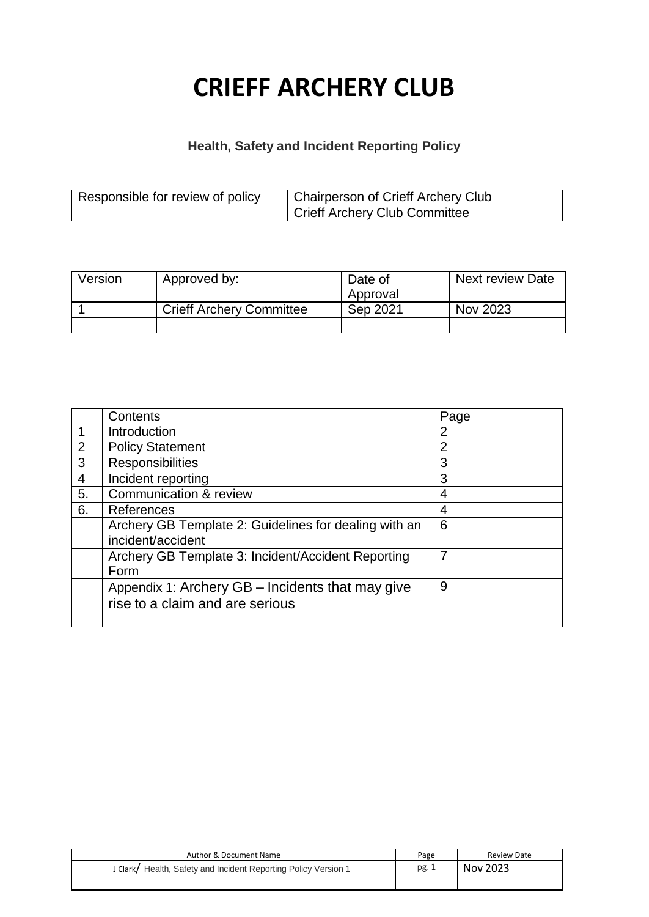# CRIEFF ARCHERY CLUB

**Health, Safety and Incident Reporting Policy**

| Responsible for review of policy | Chairperson of Crieff Archery Club |
|---|---|
| | Crieff Archery Club Committee |

| Version | Approved by: | Date of Approval | Next review Date |
|---|---|---|---|
| 1 | Crieff Archery Committee | Sep 2021 | Nov 2023 |
| | | | |

| | Contents | Page |
|---|---|---|
| 1 | Introduction | 2 |
| 2 | Policy Statement | 2 |
| 3 | Responsibilities | 3 |
| 4 | Incident reporting | 3 |
| 5. | Communication & review | 4 |
| 6. | References | 4 |
| | Archery GB Template 2: Guidelines for dealing with an incident/accident | 6 |
| | Archery GB Template 3: Incident/Accident Reporting Form | 7 |
| | Appendix 1: Archery GB – Incidents that may give rise to a claim and are serious | 9 |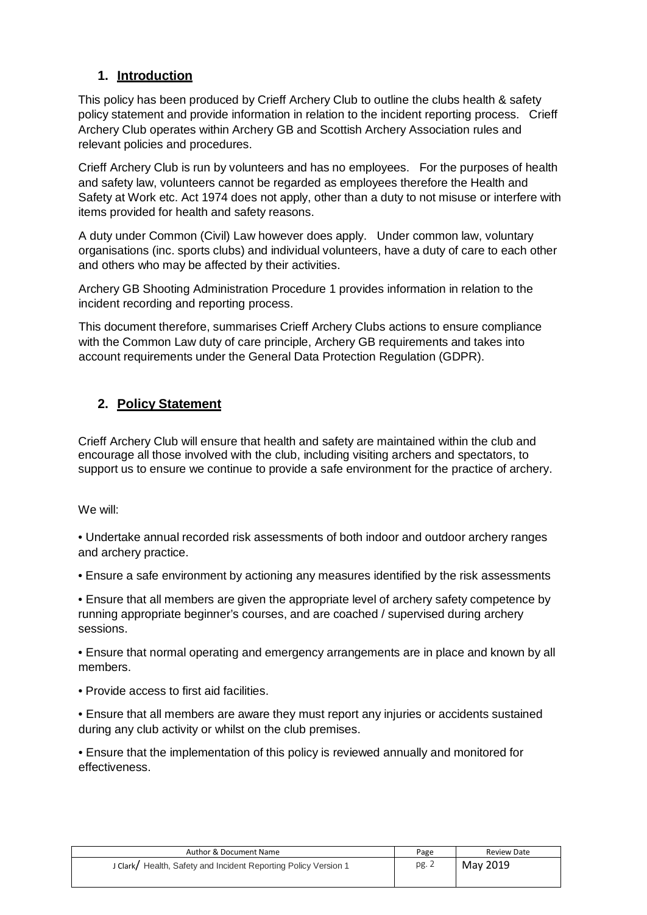## 1. Introduction

This policy has been produced by Crieff Archery Club to outline the clubs health & safety policy statement and provide information in relation to the incident reporting process. Crieff Archery Club operates within Archery GB and Scottish Archery Association rules and relevant policies and procedures.

Crieff Archery Club is run by volunteers and has no employees. For the purposes of health and safety law, volunteers cannot be regarded as employees therefore the Health and Safety at Work etc. Act 1974 does not apply, other than a duty to not misuse or interfere with items provided for health and safety reasons.

A duty under Common (Civil) Law however does apply. Under common law, voluntary organisations (inc. sports clubs) and individual volunteers, have a duty of care to each other and others who may be affected by their activities.

Archery GB Shooting Administration Procedure 1 provides information in relation to the incident recording and reporting process.

This document therefore, summarises Crieff Archery Clubs actions to ensure compliance with the Common Law duty of care principle, Archery GB requirements and takes into account requirements under the General Data Protection Regulation (GDPR).

## 2. Policy Statement

Crieff Archery Club will ensure that health and safety are maintained within the club and encourage all those involved with the club, including visiting archers and spectators, to support us to ensure we continue to provide a safe environment for the practice of archery.

We will:

- Undertake annual recorded risk assessments of both indoor and outdoor archery ranges and archery practice.
- Ensure a safe environment by actioning any measures identified by the risk assessments
- Ensure that all members are given the appropriate level of archery safety competence by running appropriate beginner's courses, and are coached / supervised during archery sessions.
- Ensure that normal operating and emergency arrangements are in place and known by all members.
- Provide access to first aid facilities.
- Ensure that all members are aware they must report any injuries or accidents sustained during any club activity or whilst on the club premises.
- Ensure that the implementation of this policy is reviewed annually and monitored for effectiveness.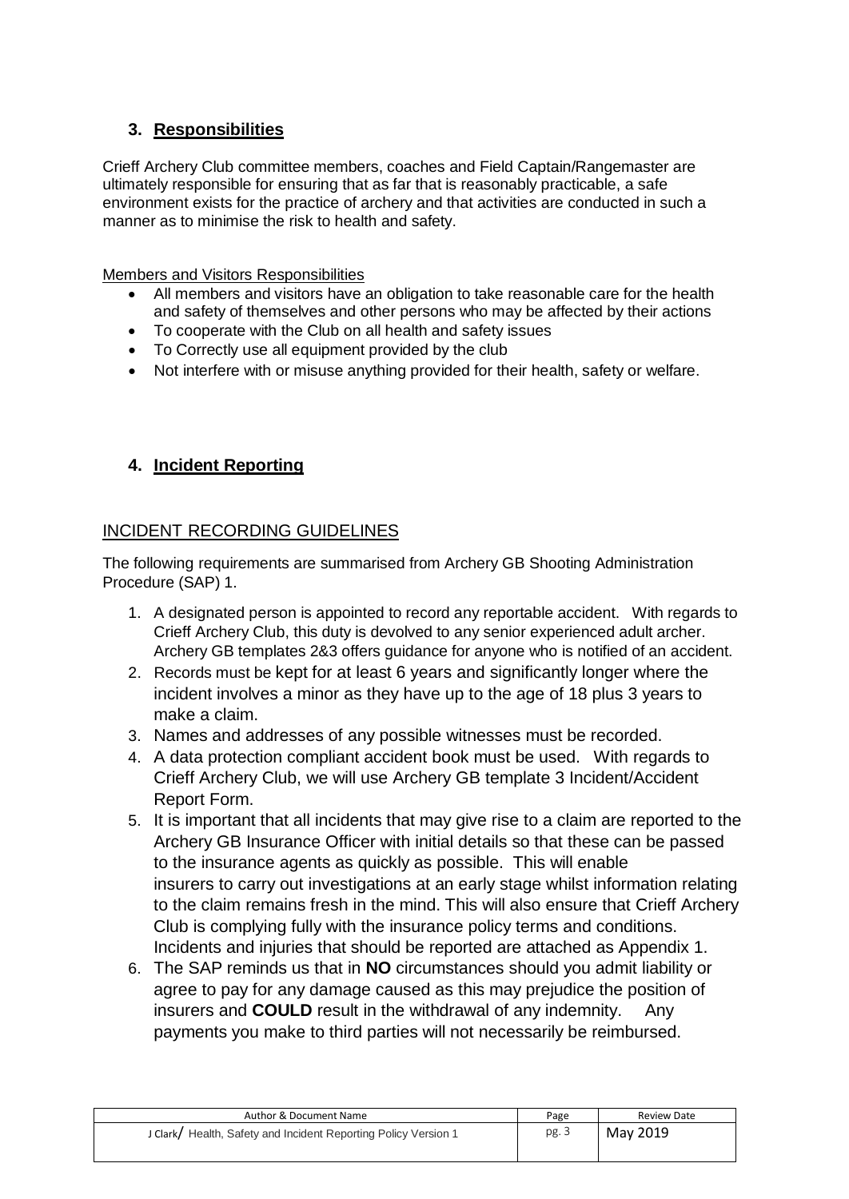## 3. Responsibilities

Crieff Archery Club committee members, coaches and Field Captain/Rangemaster are ultimately responsible for ensuring that as far that is reasonably practicable, a safe environment exists for the practice of archery and that activities are conducted in such a manner as to minimise the risk to health and safety.

Members and Visitors Responsibilities

- All members and visitors have an obligation to take reasonable care for the health and safety of themselves and other persons who may be affected by their actions
- To cooperate with the Club on all health and safety issues
- To Correctly use all equipment provided by the club
- Not interfere with or misuse anything provided for their health, safety or welfare.

## 4. Incident Reporting

### INCIDENT RECORDING GUIDELINES

The following requirements are summarised from Archery GB Shooting Administration Procedure (SAP) 1.

1. A designated person is appointed to record any reportable accident. With regards to Crieff Archery Club, this duty is devolved to any senior experienced adult archer. Archery GB templates 2&3 offers guidance for anyone who is notified of an accident.
2. Records must be kept for at least 6 years and significantly longer where the incident involves a minor as they have up to the age of 18 plus 3 years to make a claim.
3. Names and addresses of any possible witnesses must be recorded.
4. A data protection compliant accident book must be used. With regards to Crieff Archery Club, we will use Archery GB template 3 Incident/Accident Report Form.
5. It is important that all incidents that may give rise to a claim are reported to the Archery GB Insurance Officer with initial details so that these can be passed to the insurance agents as quickly as possible. This will enable insurers to carry out investigations at an early stage whilst information relating to the claim remains fresh in the mind. This will also ensure that Crieff Archery Club is complying fully with the insurance policy terms and conditions. Incidents and injuries that should be reported are attached as Appendix 1.
6. The SAP reminds us that in **NO** circumstances should you admit liability or agree to pay for any damage caused as this may prejudice the position of insurers and **COULD** result in the withdrawal of any indemnity. Any payments you make to third parties will not necessarily be reimbursed.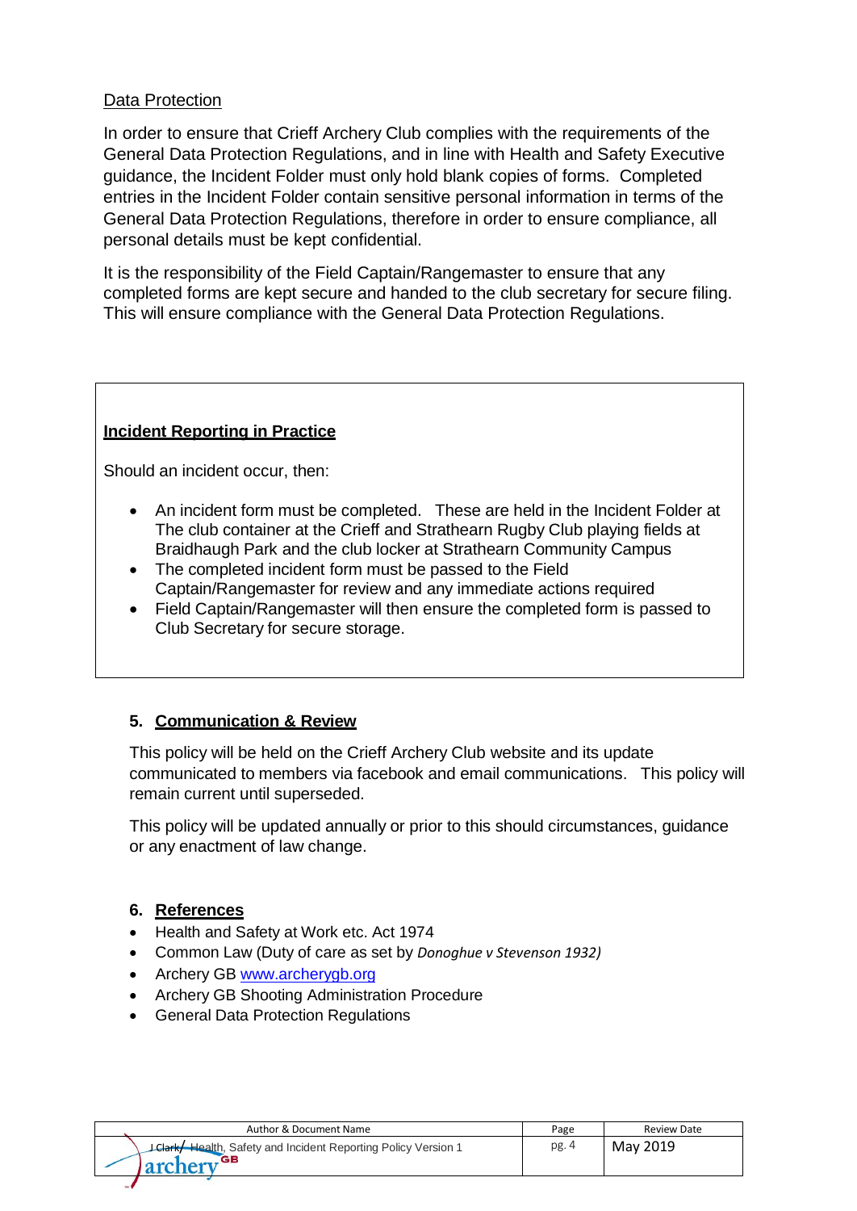Data Protection

In order to ensure that Crieff Archery Club complies with the requirements of the General Data Protection Regulations, and in line with Health and Safety Executive guidance, the Incident Folder must only hold blank copies of forms. Completed entries in the Incident Folder contain sensitive personal information in terms of the General Data Protection Regulations, therefore in order to ensure compliance, all personal details must be kept confidential.

It is the responsibility of the Field Captain/Rangemaster to ensure that any completed forms are kept secure and handed to the club secretary for secure filing. This will ensure compliance with the General Data Protection Regulations.

**Incident Reporting in Practice**

Should an incident occur, then:

- An incident form must be completed. These are held in the Incident Folder at The club container at the Crieff and Strathearn Rugby Club playing fields at Braidhaugh Park and the club locker at Strathearn Community Campus
- The completed incident form must be passed to the Field Captain/Rangemaster for review and any immediate actions required
- Field Captain/Rangemaster will then ensure the completed form is passed to Club Secretary for secure storage.

## 5. Communication & Review

This policy will be held on the Crieff Archery Club website and its update communicated to members via facebook and email communications. This policy will remain current until superseded.

This policy will be updated annually or prior to this should circumstances, guidance or any enactment of law change.

## 6. References

- Health and Safety at Work etc. Act 1974
- Common Law (Duty of care as set by *Donoghue v Stevenson 1932)*
- Archery GB www.archerygb.org
- Archery GB Shooting Administration Procedure
- General Data Protection Regulations

| Author & Document Name | Page | Review Date |
|---|---|---|
| J Clark/ Health, Safety and Incident Reporting Policy Version 1 | pg. 4 | May 2019 |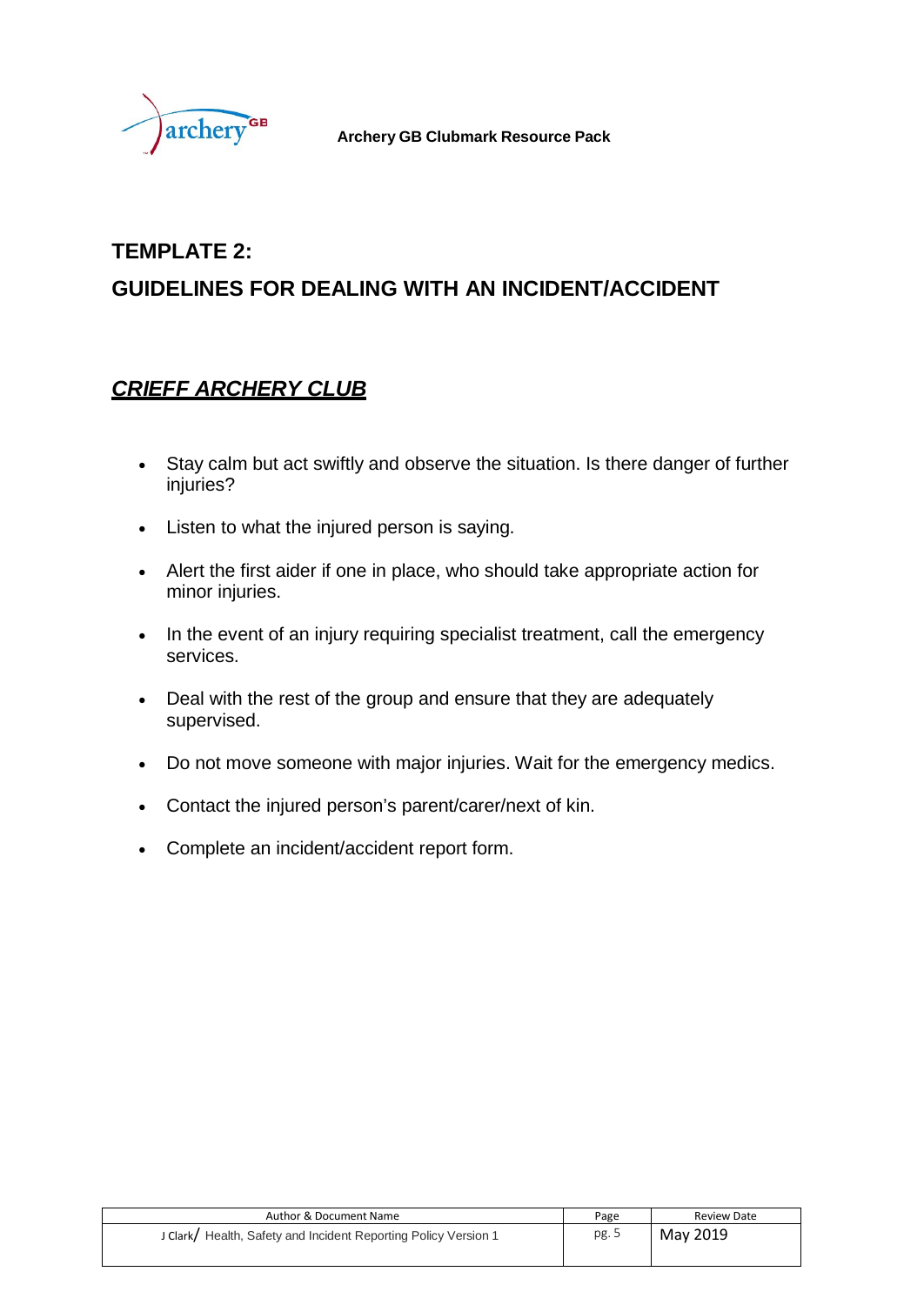## TEMPLATE 2:

## GUIDELINES FOR DEALING WITH AN INCIDENT/ACCIDENT

### ***CRIEFF ARCHERY CLUB***

- Stay calm but act swiftly and observe the situation. Is there danger of further injuries?
- Listen to what the injured person is saying.
- Alert the first aider if one in place, who should take appropriate action for minor injuries.
- In the event of an injury requiring specialist treatment, call the emergency services.
- Deal with the rest of the group and ensure that they are adequately supervised.
- Do not move someone with major injuries. Wait for the emergency medics.
- Contact the injured person's parent/carer/next of kin.
- Complete an incident/accident report form.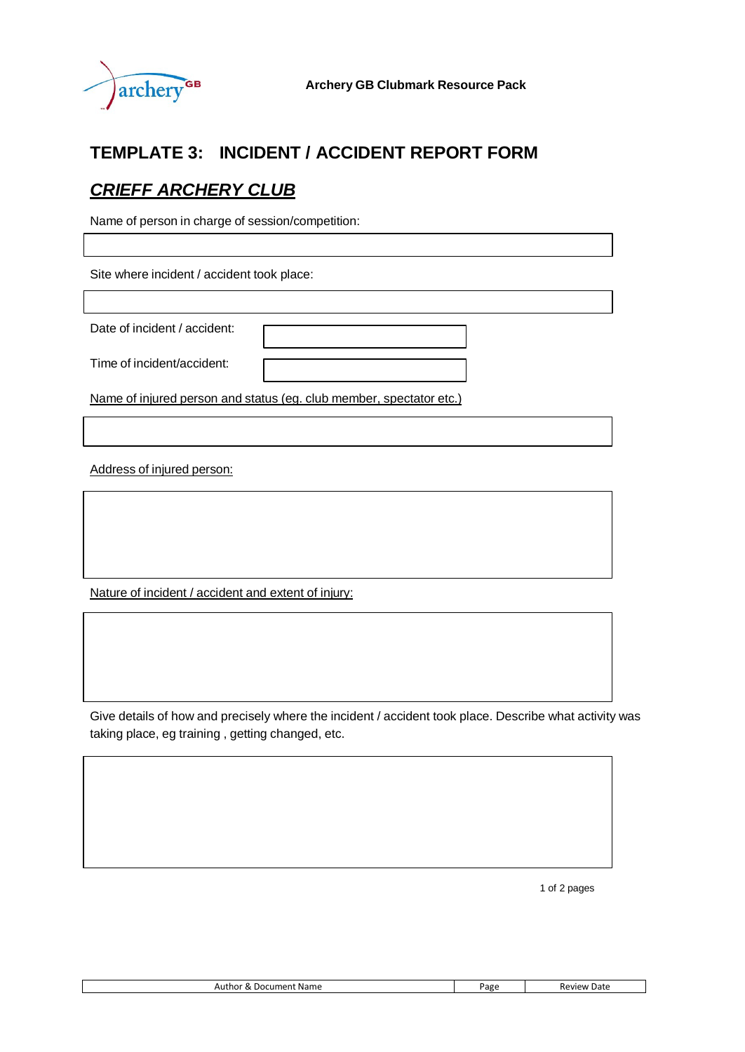# TEMPLATE 3: INCIDENT / ACCIDENT REPORT FORM

## *CRIEFF ARCHERY CLUB*

Name of person in charge of session/competition:

| |
|---|
| |

Site where incident / accident took place:

| |
|---|
| |

| | |
|---|---|
| Date of incident / accident: | |
| Time of incident/accident: | |

Name of injured person and status (eg. club member, spectator etc.)

| |
|---|
| |

Address of injured person:

| |
|---|
| |

Nature of incident / accident and extent of injury:

| |
|---|
| |

Give details of how and precisely where the incident / accident took place. Describe what activity was taking place, eg training , getting changed, etc.

| |
|---|
| |

| Author & Document Name | Page | Review Date |
|---|---|---|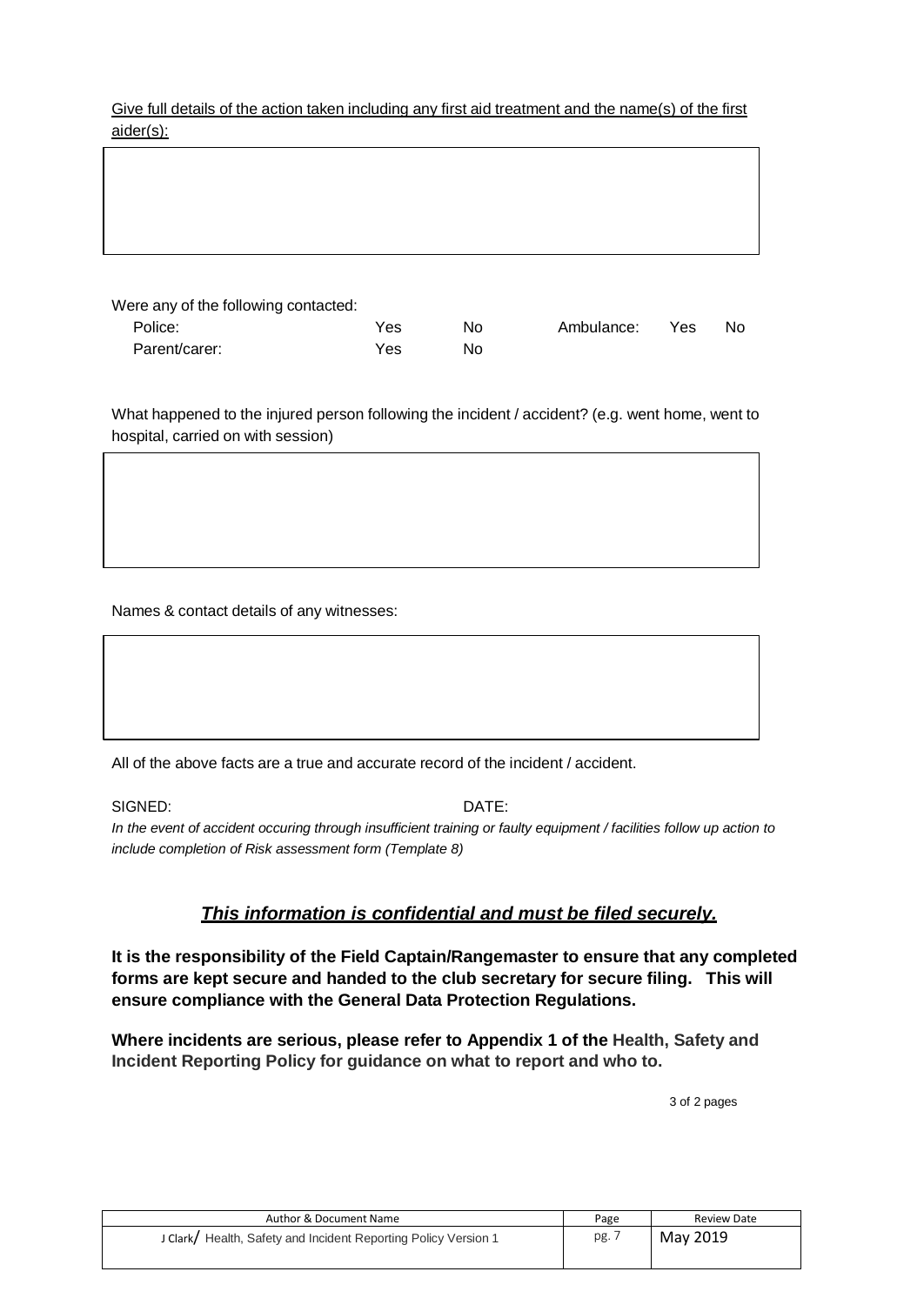<u>Give full details of the action taken including any first aid treatment and the name(s) of the first aider(s):</u>

| |
|---|
| |

Were any of the following contacted:

| | | | | | |
|---|---|---|---|---|---|
| Police: | Yes | No | Ambulance: | Yes | No |
| Parent/carer: | Yes | No | | | |

What happened to the injured person following the incident / accident? (e.g. went home, went to hospital, carried on with session)

| |
|---|
| |

Names & contact details of any witnesses:

| |
|---|
| |

All of the above facts are a true and accurate record of the incident / accident.

SIGNED: DATE:

*In the event of accident occuring through insufficient training or faulty equipment / facilities follow up action to include completion of Risk assessment form (Template 8)*

## ***<u>This information is confidential and must be filed securely.</u>***

**It is the responsibility of the Field Captain/Rangemaster to ensure that any completed forms are kept secure and handed to the club secretary for secure filing. This will ensure compliance with the General Data Protection Regulations.**

**Where incidents are serious, please refer to Appendix 1 of the Health, Safety and Incident Reporting Policy for guidance on what to report and who to.**

| Author & Document Name | Page | Review Date |
|---|---|---|
| J Clark/ Health, Safety and Incident Reporting Policy Version 1 | pg. 7 | May 2019 |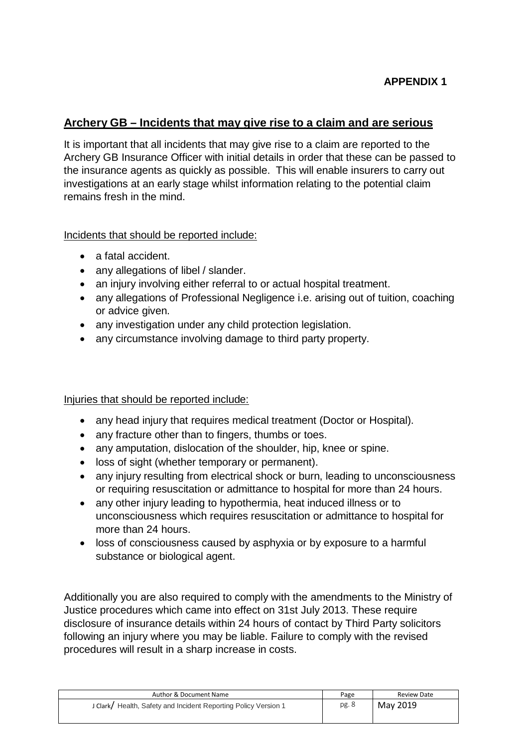**APPENDIX 1**

## Archery GB – Incidents that may give rise to a claim and are serious

It is important that all incidents that may give rise to a claim are reported to the Archery GB Insurance Officer with initial details in order that these can be passed to the insurance agents as quickly as possible. This will enable insurers to carry out investigations at an early stage whilst information relating to the potential claim remains fresh in the mind.

Incidents that should be reported include:

- a fatal accident.
- any allegations of libel / slander.
- an injury involving either referral to or actual hospital treatment.
- any allegations of Professional Negligence i.e. arising out of tuition, coaching or advice given.
- any investigation under any child protection legislation.
- any circumstance involving damage to third party property.

Injuries that should be reported include:

- any head injury that requires medical treatment (Doctor or Hospital).
- any fracture other than to fingers, thumbs or toes.
- any amputation, dislocation of the shoulder, hip, knee or spine.
- loss of sight (whether temporary or permanent).
- any injury resulting from electrical shock or burn, leading to unconsciousness or requiring resuscitation or admittance to hospital for more than 24 hours.
- any other injury leading to hypothermia, heat induced illness or to unconsciousness which requires resuscitation or admittance to hospital for more than 24 hours.
- loss of consciousness caused by asphyxia or by exposure to a harmful substance or biological agent.

Additionally you are also required to comply with the amendments to the Ministry of Justice procedures which came into effect on 31st July 2013. These require disclosure of insurance details within 24 hours of contact by Third Party solicitors following an injury where you may be liable. Failure to comply with the revised procedures will result in a sharp increase in costs.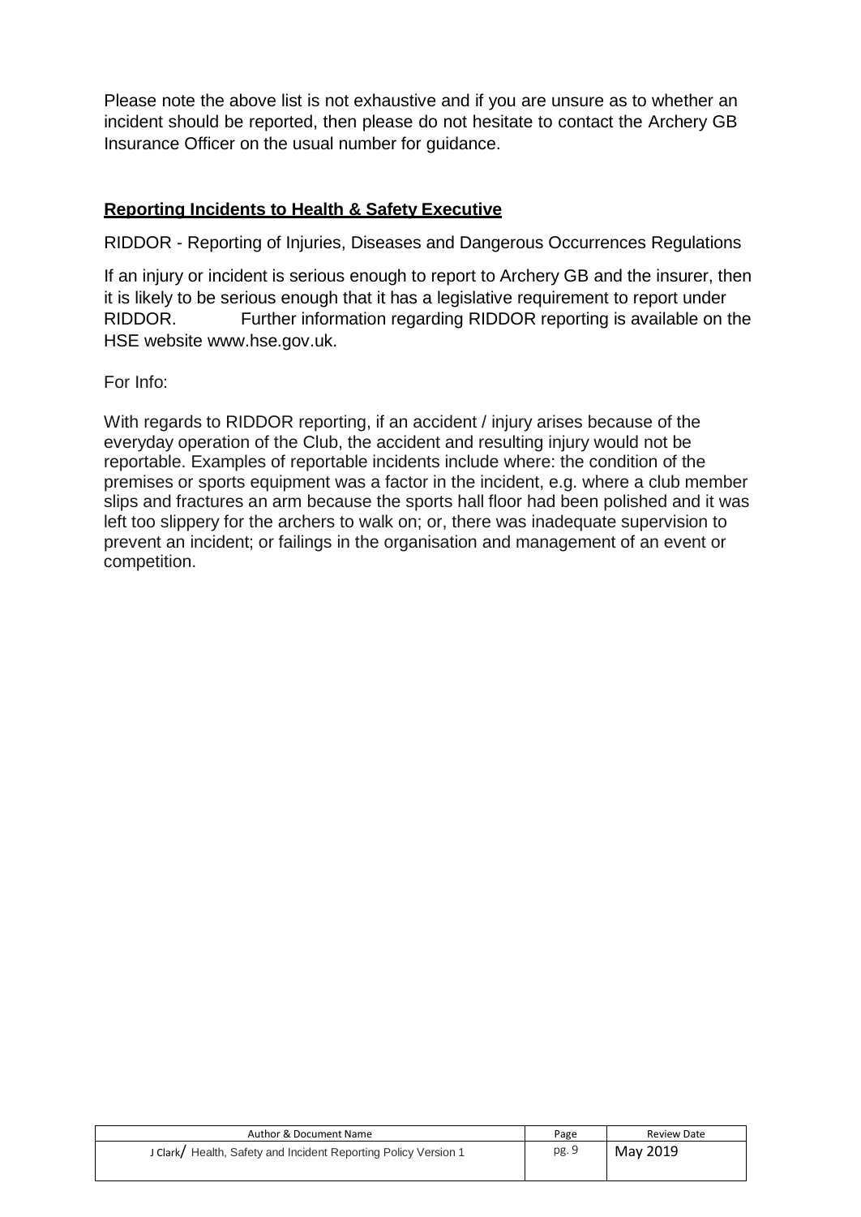Please note the above list is not exhaustive and if you are unsure as to whether an incident should be reported, then please do not hesitate to contact the Archery GB Insurance Officer on the usual number for guidance.

## **Reporting Incidents to Health & Safety Executive**

RIDDOR - Reporting of Injuries, Diseases and Dangerous Occurrences Regulations

If an injury or incident is serious enough to report to Archery GB and the insurer, then it is likely to be serious enough that it has a legislative requirement to report under RIDDOR. Further information regarding RIDDOR reporting is available on the HSE website www.hse.gov.uk.

For Info:

With regards to RIDDOR reporting, if an accident / injury arises because of the everyday operation of the Club, the accident and resulting injury would not be reportable. Examples of reportable incidents include where: the condition of the premises or sports equipment was a factor in the incident, e.g. where a club member slips and fractures an arm because the sports hall floor had been polished and it was left too slippery for the archers to walk on; or, there was inadequate supervision to prevent an incident; or failings in the organisation and management of an event or competition.